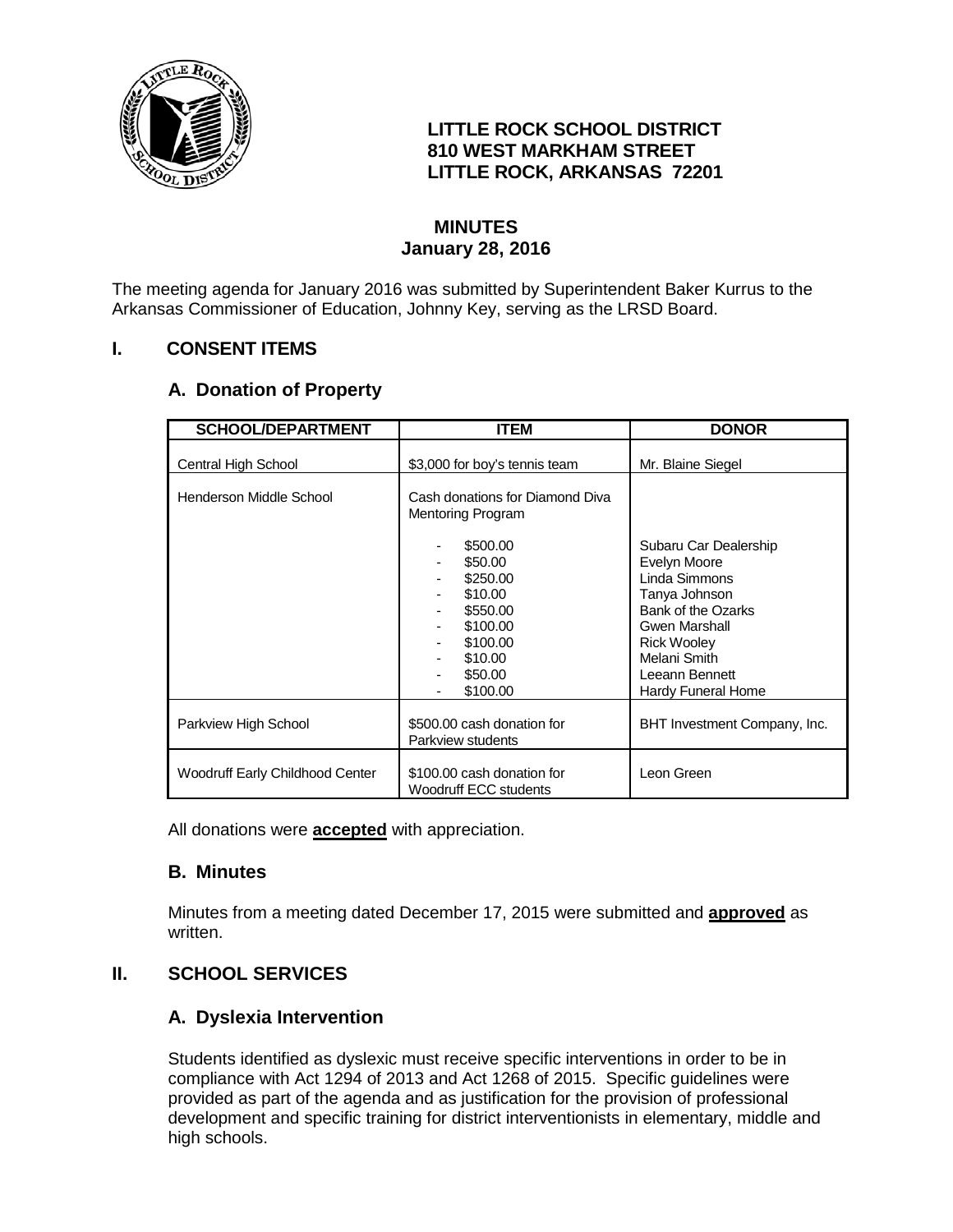**LITTLE ROCK SCHOOL DISTRICT**
**810 WEST MARKHAM STREET**
**LITTLE ROCK, ARKANSAS 72201**

# MINUTES
## January 28, 2016

The meeting agenda for January 2016 was submitted by Superintendent Baker Kurrus to the Arkansas Commissioner of Education, Johnny Key, serving as the LRSD Board.

## I. CONSENT ITEMS

### A. Donation of Property

| SCHOOL/DEPARTMENT | ITEM | DONOR |
|---|---|---|
| Central High School | $3,000 for boy's tennis team | Mr. Blaine Siegel |
| Henderson Middle School | Cash donations for Diamond Diva Mentoring Program | |
| | - $500.00 | Subaru Car Dealership |
| | - $50.00 | Evelyn Moore |
| | - $250.00 | Linda Simmons |
| | - $10.00 | Tanya Johnson |
| | - $550.00 | Bank of the Ozarks |
| | - $100.00 | Gwen Marshall |
| | - $100.00 | Rick Wooley |
| | - $10.00 | Melani Smith |
| | - $50.00 | Leeann Bennett |
| | - $100.00 | Hardy Funeral Home |
| Parkview High School | $500.00 cash donation for Parkview students | BHT Investment Company, Inc. |
| Woodruff Early Childhood Center | $100.00 cash donation for Woodruff ECC students | Leon Green |

All donations were **accepted** with appreciation.

### B. Minutes

Minutes from a meeting dated December 17, 2015 were submitted and **approved** as written.

## II. SCHOOL SERVICES

### A. Dyslexia Intervention

Students identified as dyslexic must receive specific interventions in order to be in compliance with Act 1294 of 2013 and Act 1268 of 2015. Specific guidelines were provided as part of the agenda and as justification for the provision of professional development and specific training for district interventionists in elementary, middle and high schools.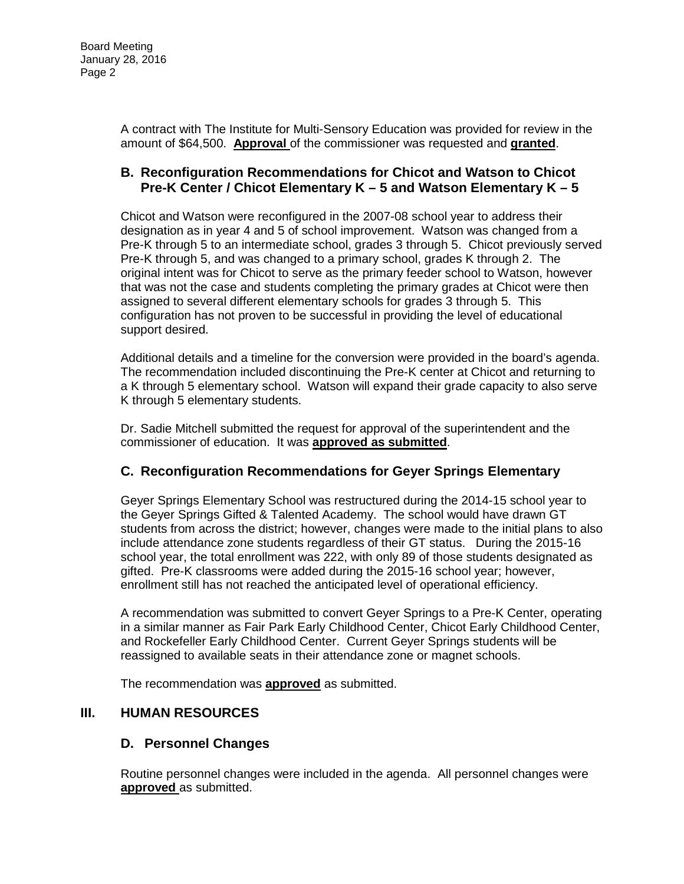A contract with The Institute for Multi-Sensory Education was provided for review in the amount of $64,500. **Approval** of the commissioner was requested and **granted**.

### B. Reconfiguration Recommendations for Chicot and Watson to Chicot Pre-K Center / Chicot Elementary K – 5 and Watson Elementary K – 5

Chicot and Watson were reconfigured in the 2007-08 school year to address their designation as in year 4 and 5 of school improvement. Watson was changed from a Pre-K through 5 to an intermediate school, grades 3 through 5. Chicot previously served Pre-K through 5, and was changed to a primary school, grades K through 2. The original intent was for Chicot to serve as the primary feeder school to Watson, however that was not the case and students completing the primary grades at Chicot were then assigned to several different elementary schools for grades 3 through 5. This configuration has not proven to be successful in providing the level of educational support desired.

Additional details and a timeline for the conversion were provided in the board's agenda. The recommendation included discontinuing the Pre-K center at Chicot and returning to a K through 5 elementary school. Watson will expand their grade capacity to also serve K through 5 elementary students.

Dr. Sadie Mitchell submitted the request for approval of the superintendent and the commissioner of education. It was **approved as submitted**.

### C. Reconfiguration Recommendations for Geyer Springs Elementary

Geyer Springs Elementary School was restructured during the 2014-15 school year to the Geyer Springs Gifted & Talented Academy. The school would have drawn GT students from across the district; however, changes were made to the initial plans to also include attendance zone students regardless of their GT status. During the 2015-16 school year, the total enrollment was 222, with only 89 of those students designated as gifted. Pre-K classrooms were added during the 2015-16 school year; however, enrollment still has not reached the anticipated level of operational efficiency.

A recommendation was submitted to convert Geyer Springs to a Pre-K Center, operating in a similar manner as Fair Park Early Childhood Center, Chicot Early Childhood Center, and Rockefeller Early Childhood Center. Current Geyer Springs students will be reassigned to available seats in their attendance zone or magnet schools.

The recommendation was **approved** as submitted.

## III. HUMAN RESOURCES

### D. Personnel Changes

Routine personnel changes were included in the agenda. All personnel changes were **approved** as submitted.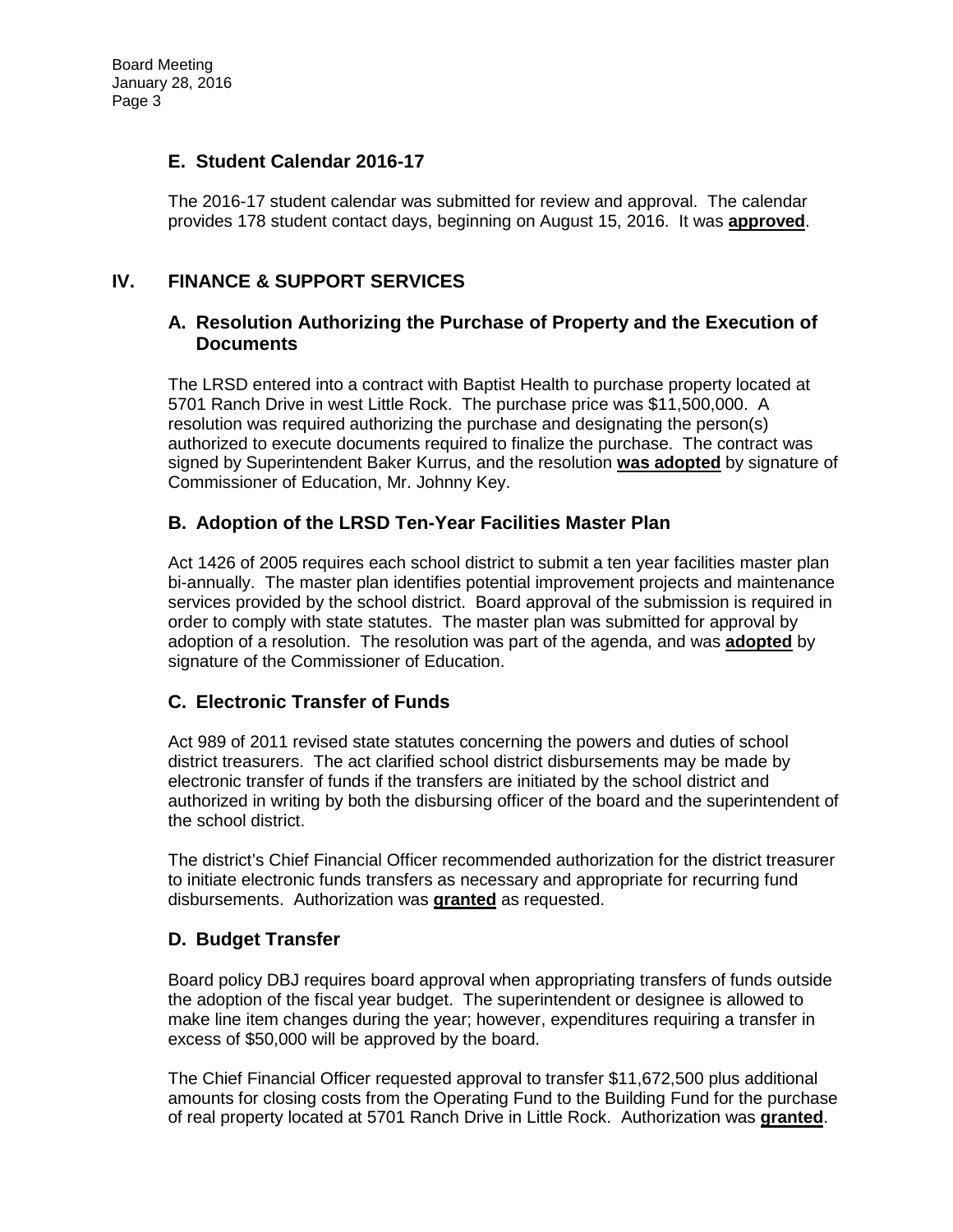### E. Student Calendar 2016-17

The 2016-17 student calendar was submitted for review and approval. The calendar provides 178 student contact days, beginning on August 15, 2016. It was **approved**.

## IV. FINANCE & SUPPORT SERVICES

### A. Resolution Authorizing the Purchase of Property and the Execution of Documents

The LRSD entered into a contract with Baptist Health to purchase property located at 5701 Ranch Drive in west Little Rock. The purchase price was $11,500,000. A resolution was required authorizing the purchase and designating the person(s) authorized to execute documents required to finalize the purchase. The contract was signed by Superintendent Baker Kurrus, and the resolution **was adopted** by signature of Commissioner of Education, Mr. Johnny Key.

### B. Adoption of the LRSD Ten-Year Facilities Master Plan

Act 1426 of 2005 requires each school district to submit a ten year facilities master plan bi-annually. The master plan identifies potential improvement projects and maintenance services provided by the school district. Board approval of the submission is required in order to comply with state statutes. The master plan was submitted for approval by adoption of a resolution. The resolution was part of the agenda, and was **adopted** by signature of the Commissioner of Education.

### C. Electronic Transfer of Funds

Act 989 of 2011 revised state statutes concerning the powers and duties of school district treasurers. The act clarified school district disbursements may be made by electronic transfer of funds if the transfers are initiated by the school district and authorized in writing by both the disbursing officer of the board and the superintendent of the school district.

The district's Chief Financial Officer recommended authorization for the district treasurer to initiate electronic funds transfers as necessary and appropriate for recurring fund disbursements. Authorization was **granted** as requested.

### D. Budget Transfer

Board policy DBJ requires board approval when appropriating transfers of funds outside the adoption of the fiscal year budget. The superintendent or designee is allowed to make line item changes during the year; however, expenditures requiring a transfer in excess of $50,000 will be approved by the board.

The Chief Financial Officer requested approval to transfer $11,672,500 plus additional amounts for closing costs from the Operating Fund to the Building Fund for the purchase of real property located at 5701 Ranch Drive in Little Rock. Authorization was **granted**.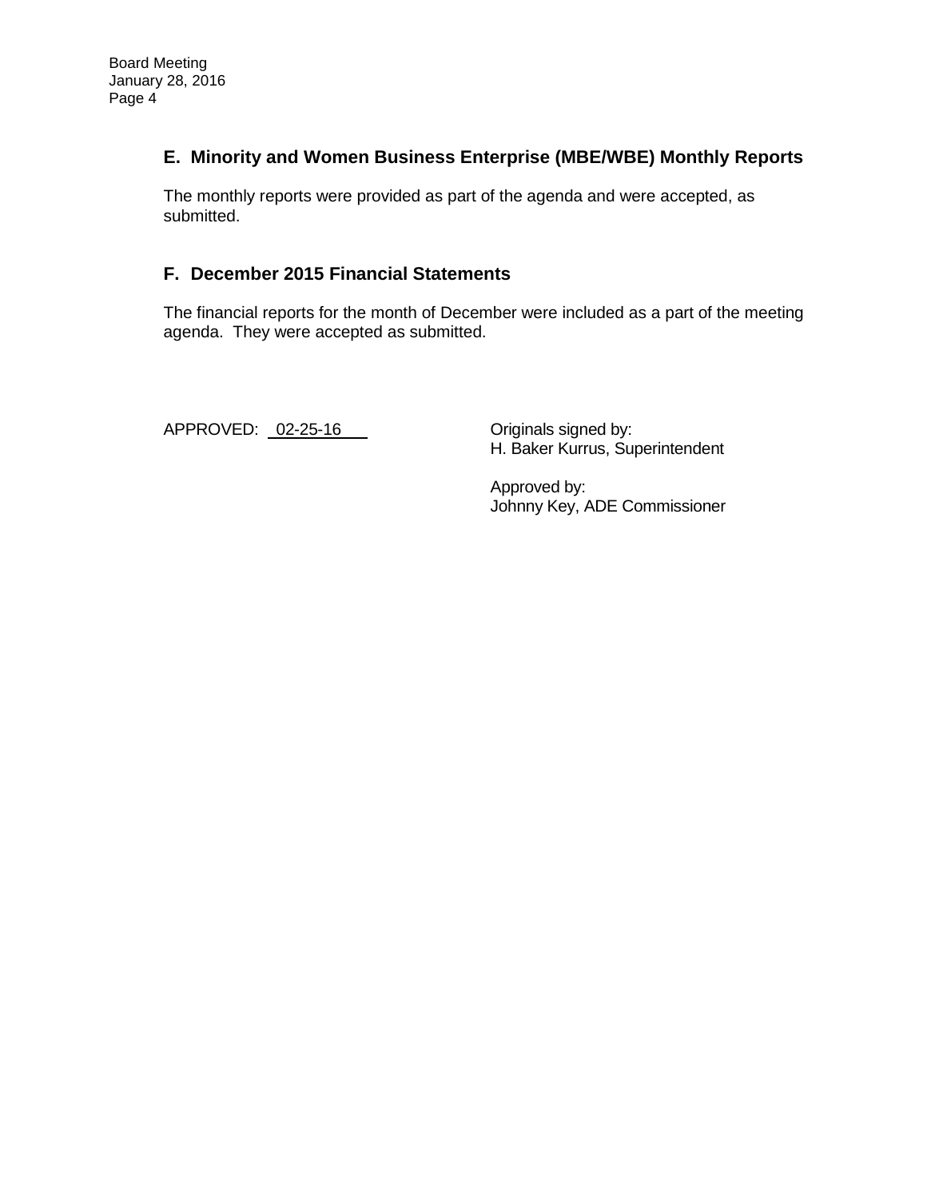## E. Minority and Women Business Enterprise (MBE/WBE) Monthly Reports

The monthly reports were provided as part of the agenda and were accepted, as submitted.

## F. December 2015 Financial Statements

The financial reports for the month of December were included as a part of the meeting agenda. They were accepted as submitted.

APPROVED: 02-25-16

Originals signed by:
H. Baker Kurrus, Superintendent

Approved by:
Johnny Key, ADE Commissioner